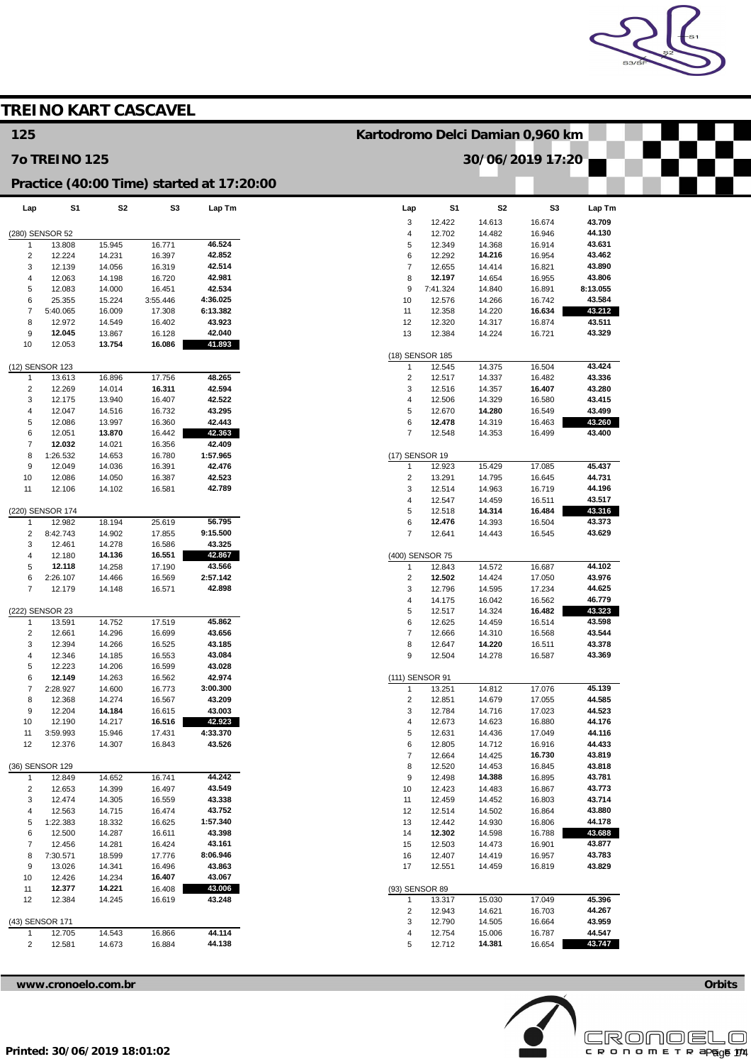# TREINO KART CASCAVEL

## 125

**Kartodromo Delci Damian 0,960 km**

## 7o TREINO 125

**30/06/2019 17:20**

### Practice (40:00 Time) started at 17:20:00

(280) SENSOR 52

| Lap | S1 | S2 | S3 | Lap Tm |
|---|---|---|---|---|
| 1 | 13.808 | 15.945 | 16.771 | 46.524 |
| 2 | 12.224 | 14.231 | 16.397 | 42.852 |
| 3 | 12.139 | 14.056 | 16.319 | 42.514 |
| 4 | 12.063 | 14.198 | 16.720 | 42.981 |
| 5 | 12.083 | 14.000 | 16.451 | 42.534 |
| 6 | 25.355 | 15.224 | 3:55.446 | 4:36.025 |
| 7 | 5:40.065 | 16.009 | 17.308 | 6:13.382 |
| 8 | 12.972 | 14.549 | 16.402 | 43.923 |
| 9 | **12.045** | 13.867 | 16.128 | 42.040 |
| 10 | 12.053 | **13.754** | **16.086** | **41.893** |

(12) SENSOR 123

| Lap | S1 | S2 | S3 | Lap Tm |
|---|---|---|---|---|
| 1 | 13.613 | 16.896 | 17.756 | 48.265 |
| 2 | 12.269 | 14.014 | **16.311** | 42.594 |
| 3 | 12.175 | 13.940 | 16.407 | 42.522 |
| 4 | 12.047 | 14.516 | 16.732 | 43.295 |
| 5 | 12.086 | 13.997 | 16.360 | 42.443 |
| 6 | 12.051 | **13.870** | 16.442 | **42.363** |
| 7 | **12.032** | 14.021 | 16.356 | 42.409 |
| 8 | 1:26.532 | 14.653 | 16.780 | 1:57.965 |
| 9 | 12.049 | 14.036 | 16.391 | 42.476 |
| 10 | 12.086 | 14.050 | 16.387 | 42.523 |
| 11 | 12.106 | 14.102 | 16.581 | 42.789 |

(220) SENSOR 174

| Lap | S1 | S2 | S3 | Lap Tm |
|---|---|---|---|---|
| 1 | 12.982 | 18.194 | 25.619 | 56.795 |
| 2 | 8:42.743 | 14.902 | 17.855 | 9:15.500 |
| 3 | 12.461 | 14.278 | 16.586 | 43.325 |
| 4 | 12.180 | **14.136** | **16.551** | **42.867** |
| 5 | **12.118** | 14.258 | 17.190 | 43.566 |
| 6 | 2:26.107 | 14.466 | 16.569 | 2:57.142 |
| 7 | 12.179 | 14.148 | 16.571 | 42.898 |

(222) SENSOR 23

| Lap | S1 | S2 | S3 | Lap Tm |
|---|---|---|---|---|
| 1 | 13.591 | 14.752 | 17.519 | 45.862 |
| 2 | 12.661 | 14.296 | 16.699 | 43.656 |
| 3 | 12.394 | 14.266 | 16.525 | 43.185 |
| 4 | 12.346 | 14.185 | 16.553 | 43.084 |
| 5 | 12.223 | 14.206 | 16.599 | 43.028 |
| 6 | **12.149** | 14.263 | 16.562 | 42.974 |
| 7 | 2:28.927 | 14.600 | 16.773 | 3:00.300 |
| 8 | 12.368 | 14.274 | 16.567 | 43.209 |
| 9 | 12.204 | **14.184** | 16.615 | 43.003 |
| 10 | 12.190 | 14.217 | **16.516** | **42.923** |
| 11 | 3:59.993 | 15.946 | 17.431 | 4:33.370 |
| 12 | 12.376 | 14.307 | 16.843 | 43.526 |

(36) SENSOR 129

| Lap | S1 | S2 | S3 | Lap Tm |
|---|---|---|---|---|
| 1 | 12.849 | 14.652 | 16.741 | 44.242 |
| 2 | 12.653 | 14.399 | 16.497 | 43.549 |
| 3 | 12.474 | 14.305 | 16.559 | 43.338 |
| 4 | 12.563 | 14.715 | 16.474 | 43.752 |
| 5 | 1:22.383 | 18.332 | 16.625 | 1:57.340 |
| 6 | 12.500 | 14.287 | 16.611 | 43.398 |
| 7 | 12.456 | 14.281 | 16.424 | 43.161 |
| 8 | 7:30.571 | 18.599 | 17.776 | 8:06.946 |
| 9 | 13.026 | 14.341 | 16.496 | 43.863 |
| 10 | 12.426 | 14.234 | **16.407** | 43.067 |
| 11 | **12.377** | **14.221** | 16.408 | **43.006** |
| 12 | 12.384 | 14.245 | 16.619 | 43.248 |

(43) SENSOR 171

| Lap | S1 | S2 | S3 | Lap Tm |
|---|---|---|---|---|
| 1 | 12.705 | 14.543 | 16.866 | 44.114 |
| 2 | 12.581 | 14.673 | 16.884 | 44.138 |
| 3 | 12.422 | 14.613 | 16.674 | 43.709 |
| 4 | 12.702 | 14.482 | 16.946 | 44.130 |
| 5 | 12.349 | 14.368 | 16.914 | 43.631 |
| 6 | 12.292 | **14.216** | 16.954 | 43.462 |
| 7 | 12.655 | 14.414 | 16.821 | 43.890 |
| 8 | **12.197** | 14.654 | 16.955 | 43.806 |
| 9 | 7:41.324 | 14.840 | 16.891 | 8:13.055 |
| 10 | 12.576 | 14.266 | 16.742 | 43.584 |
| 11 | 12.358 | 14.220 | **16.634** | **43.212** |
| 12 | 12.320 | 14.317 | 16.874 | 43.511 |
| 13 | 12.384 | 14.224 | 16.721 | 43.329 |

(18) SENSOR 185

| Lap | S1 | S2 | S3 | Lap Tm |
|---|---|---|---|---|
| 1 | 12.545 | 14.375 | 16.504 | 43.424 |
| 2 | 12.517 | 14.337 | 16.482 | 43.336 |
| 3 | 12.516 | 14.357 | **16.407** | 43.280 |
| 4 | 12.506 | 14.329 | 16.580 | 43.415 |
| 5 | 12.670 | **14.280** | 16.549 | 43.499 |
| 6 | **12.478** | 14.319 | 16.463 | **43.260** |
| 7 | 12.548 | 14.353 | 16.499 | 43.400 |

(17) SENSOR 19

| Lap | S1 | S2 | S3 | Lap Tm |
|---|---|---|---|---|
| 1 | 12.923 | 15.429 | 17.085 | 45.437 |
| 2 | 13.291 | 14.795 | 16.645 | 44.731 |
| 3 | 12.514 | 14.963 | 16.719 | 44.196 |
| 4 | 12.547 | 14.459 | 16.511 | 43.517 |
| 5 | 12.518 | **14.314** | **16.484** | **43.316** |
| 6 | **12.476** | 14.393 | 16.504 | 43.373 |
| 7 | 12.641 | 14.443 | 16.545 | 43.629 |

(400) SENSOR 75

| Lap | S1 | S2 | S3 | Lap Tm |
|---|---|---|---|---|
| 1 | 12.843 | 14.572 | 16.687 | 44.102 |
| 2 | **12.502** | 14.424 | 17.050 | 43.976 |
| 3 | 12.796 | 14.595 | 17.234 | 44.625 |
| 4 | 14.175 | 16.042 | 16.562 | 46.779 |
| 5 | 12.517 | 14.324 | **16.482** | **43.323** |
| 6 | 12.625 | 14.459 | 16.514 | 43.598 |
| 7 | 12.666 | 14.310 | 16.568 | 43.544 |
| 8 | 12.647 | **14.220** | 16.511 | 43.378 |
| 9 | 12.504 | 14.278 | 16.587 | 43.369 |

(111) SENSOR 91

| Lap | S1 | S2 | S3 | Lap Tm |
|---|---|---|---|---|
| 1 | 13.251 | 14.812 | 17.076 | 45.139 |
| 2 | 12.851 | 14.679 | 17.055 | 44.585 |
| 3 | 12.784 | 14.716 | 17.023 | 44.523 |
| 4 | 12.673 | 14.623 | 16.880 | 44.176 |
| 5 | 12.631 | 14.436 | 17.049 | 44.116 |
| 6 | 12.805 | 14.712 | 16.916 | 44.433 |
| 7 | 12.664 | 14.425 | **16.730** | 43.819 |
| 8 | 12.520 | 14.453 | 16.845 | 43.818 |
| 9 | 12.498 | **14.388** | 16.895 | 43.781 |
| 10 | 12.423 | 14.483 | 16.867 | 43.773 |
| 11 | 12.459 | 14.452 | 16.803 | 43.714 |
| 12 | 12.514 | 14.502 | 16.864 | 43.880 |
| 13 | 12.442 | 14.930 | 16.806 | 44.178 |
| 14 | **12.302** | 14.598 | 16.788 | **43.688** |
| 15 | 12.503 | 14.473 | 16.901 | 43.877 |
| 16 | 12.407 | 14.419 | 16.957 | 43.783 |
| 17 | 12.551 | 14.459 | 16.819 | 43.829 |

(93) SENSOR 89

| Lap | S1 | S2 | S3 | Lap Tm |
|---|---|---|---|---|
| 1 | 13.317 | 15.030 | 17.049 | 45.396 |
| 2 | 12.943 | 14.621 | 16.703 | 44.267 |
| 3 | 12.790 | 14.505 | 16.664 | 43.959 |
| 4 | 12.754 | 15.006 | 16.787 | 44.547 |
| 5 | 12.712 | **14.381** | 16.654 | **43.747** |

www.cronoelo.com.br — Orbits

Printed: 30/06/2019 18:01:02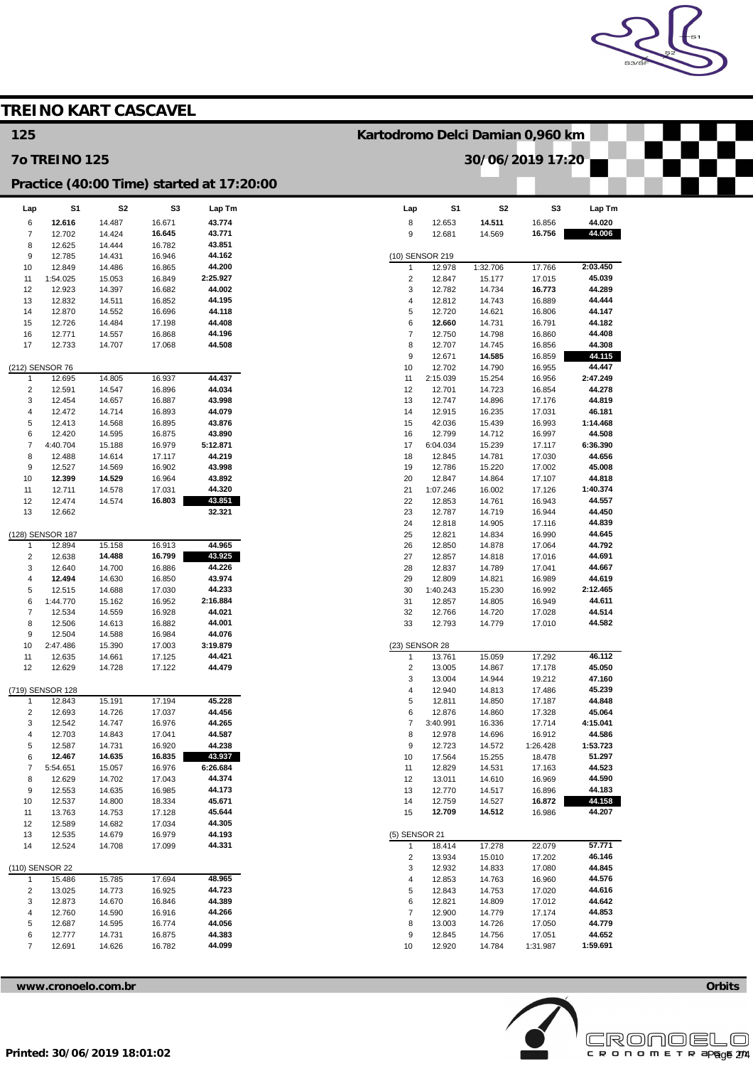# TREINO KART CASCAVEL

## 125

**Kartodromo Delci Damian 0,960 km**

## 7o TREINO 125

**30/06/2019 17:20**

## Practice (40:00 Time) started at 17:20:00

| Lap | S1 | S2 | S3 | Lap Tm |
|---|---|---|---|---|
| 6 | **12.616** | 14.487 | 16.671 | **43.774** |
| 7 | 12.702 | 14.424 | **16.645** | **43.771** |
| 8 | 12.625 | 14.444 | 16.782 | **43.851** |
| 9 | 12.785 | 14.431 | 16.946 | **44.162** |
| 10 | 12.849 | 14.486 | 16.865 | **44.200** |
| 11 | 1:54.025 | 15.053 | 16.849 | **2:25.927** |
| 12 | 12.923 | 14.397 | 16.682 | **44.002** |
| 13 | 12.832 | 14.511 | 16.852 | **44.195** |
| 14 | 12.870 | 14.552 | 16.696 | **44.118** |
| 15 | 12.726 | 14.484 | 17.198 | **44.408** |
| 16 | 12.771 | 14.557 | 16.868 | **44.196** |
| 17 | 12.733 | 14.707 | 17.068 | **44.508** |

(212) SENSOR 76

| Lap | S1 | S2 | S3 | Lap Tm |
|---|---|---|---|---|
| 1 | 12.695 | 14.805 | 16.937 | **44.437** |
| 2 | 12.591 | 14.547 | 16.896 | **44.034** |
| 3 | 12.454 | 14.657 | 16.887 | **43.998** |
| 4 | 12.472 | 14.714 | 16.893 | **44.079** |
| 5 | 12.413 | 14.568 | 16.895 | **43.876** |
| 6 | 12.420 | 14.595 | 16.875 | **43.890** |
| 7 | 4:40.704 | 15.188 | 16.979 | **5:12.871** |
| 8 | 12.488 | 14.614 | 17.117 | **44.219** |
| 9 | 12.527 | 14.569 | 16.902 | **43.998** |
| 10 | **12.399** | **14.529** | 16.964 | **43.892** |
| 11 | 12.711 | 14.578 | 17.031 | **44.320** |
| 12 | 12.474 | 14.574 | **16.803** | **43.851** |
| 13 | 12.662 | | | **32.321** |

(128) SENSOR 187

| Lap | S1 | S2 | S3 | Lap Tm |
|---|---|---|---|---|
| 1 | 12.894 | 15.158 | 16.913 | **44.965** |
| 2 | 12.638 | **14.488** | **16.799** | **43.925** |
| 3 | 12.640 | 14.700 | 16.886 | **44.226** |
| 4 | **12.494** | 14.630 | 16.850 | **43.974** |
| 5 | 12.515 | 14.688 | 17.030 | **44.233** |
| 6 | 1:44.770 | 15.162 | 16.952 | **2:16.884** |
| 7 | 12.534 | 14.559 | 16.928 | **44.021** |
| 8 | 12.506 | 14.613 | 16.882 | **44.001** |
| 9 | 12.504 | 14.588 | 16.984 | **44.076** |
| 10 | 2:47.486 | 15.390 | 17.003 | **3:19.879** |
| 11 | 12.635 | 14.661 | 17.125 | **44.421** |
| 12 | 12.629 | 14.728 | 17.122 | **44.479** |

(719) SENSOR 128

| Lap | S1 | S2 | S3 | Lap Tm |
|---|---|---|---|---|
| 1 | 12.843 | 15.191 | 17.194 | **45.228** |
| 2 | 12.693 | 14.726 | 17.037 | **44.456** |
| 3 | 12.542 | 14.747 | 16.976 | **44.265** |
| 4 | 12.703 | 14.843 | 17.041 | **44.587** |
| 5 | 12.587 | 14.731 | 16.920 | **44.238** |
| 6 | **12.467** | **14.635** | **16.835** | **43.937** |
| 7 | 5:54.651 | 15.057 | 16.976 | **6:26.684** |
| 8 | 12.629 | 14.702 | 17.043 | **44.374** |
| 9 | 12.553 | 14.635 | 16.985 | **44.173** |
| 10 | 12.537 | 14.800 | 18.334 | **45.671** |
| 11 | 13.763 | 14.753 | 17.128 | **45.644** |
| 12 | 12.589 | 14.682 | 17.034 | **44.305** |
| 13 | 12.535 | 14.679 | 16.979 | **44.193** |
| 14 | 12.524 | 14.708 | 17.099 | **44.331** |

(110) SENSOR 22

| Lap | S1 | S2 | S3 | Lap Tm |
|---|---|---|---|---|
| 1 | 15.486 | 15.785 | 17.694 | **48.965** |
| 2 | 13.025 | 14.773 | 16.925 | **44.723** |
| 3 | 12.873 | 14.670 | 16.846 | **44.389** |
| 4 | 12.760 | 14.590 | 16.916 | **44.266** |
| 5 | 12.687 | 14.595 | 16.774 | **44.056** |
| 6 | 12.777 | 14.731 | 16.875 | **44.383** |
| 7 | 12.691 | 14.626 | 16.782 | **44.099** |

| Lap | S1 | S2 | S3 | Lap Tm |
|---|---|---|---|---|
| 8 | 12.653 | **14.511** | 16.856 | **44.020** |
| 9 | 12.681 | 14.569 | **16.756** | **44.006** |

(10) SENSOR 219

| Lap | S1 | S2 | S3 | Lap Tm |
|---|---|---|---|---|
| 1 | 12.978 | 1:32.706 | 17.766 | **2:03.450** |
| 2 | 12.847 | 15.177 | 17.015 | **45.039** |
| 3 | 12.782 | 14.734 | **16.773** | **44.289** |
| 4 | 12.812 | 14.743 | 16.889 | **44.444** |
| 5 | 12.720 | 14.621 | 16.806 | **44.147** |
| 6 | **12.660** | 14.731 | 16.791 | **44.182** |
| 7 | 12.750 | 14.798 | 16.860 | **44.408** |
| 8 | 12.707 | 14.745 | 16.856 | **44.308** |
| 9 | 12.671 | **14.585** | 16.859 | **44.115** |
| 10 | 12.702 | 14.790 | 16.955 | **44.447** |
| 11 | 2:15.039 | 15.254 | 16.956 | **2:47.249** |
| 12 | 12.701 | 14.723 | 16.854 | **44.278** |
| 13 | 12.747 | 14.896 | 17.176 | **44.819** |
| 14 | 12.915 | 16.235 | 17.031 | **46.181** |
| 15 | 42.036 | 15.439 | 16.993 | **1:14.468** |
| 16 | 12.799 | 14.712 | 16.997 | **44.508** |
| 17 | 6:04.034 | 15.239 | 17.117 | **6:36.390** |
| 18 | 12.845 | 14.781 | 17.030 | **44.656** |
| 19 | 12.786 | 15.220 | 17.002 | **45.008** |
| 20 | 12.847 | 14.864 | 17.107 | **44.818** |
| 21 | 1:07.246 | 16.002 | 17.126 | **1:40.374** |
| 22 | 12.853 | 14.761 | 16.943 | **44.557** |
| 23 | 12.787 | 14.719 | 16.944 | **44.450** |
| 24 | 12.818 | 14.905 | 17.116 | **44.839** |
| 25 | 12.821 | 14.834 | 16.990 | **44.645** |
| 26 | 12.850 | 14.878 | 17.064 | **44.792** |
| 27 | 12.857 | 14.818 | 17.016 | **44.691** |
| 28 | 12.837 | 14.789 | 17.041 | **44.667** |
| 29 | 12.809 | 14.821 | 16.989 | **44.619** |
| 30 | 1:40.243 | 15.230 | 16.992 | **2:12.465** |
| 31 | 12.857 | 14.805 | 16.949 | **44.611** |
| 32 | 12.766 | 14.720 | 17.028 | **44.514** |
| 33 | 12.793 | 14.779 | 17.010 | **44.582** |

(23) SENSOR 28

| Lap | S1 | S2 | S3 | Lap Tm |
|---|---|---|---|---|
| 1 | 13.761 | 15.059 | 17.292 | **46.112** |
| 2 | 13.005 | 14.867 | 17.178 | **45.050** |
| 3 | 13.004 | 14.944 | 19.212 | **47.160** |
| 4 | 12.940 | 14.813 | 17.486 | **45.239** |
| 5 | 12.811 | 14.850 | 17.187 | **44.848** |
| 6 | 12.876 | 14.860 | 17.328 | **45.064** |
| 7 | 3:40.991 | 16.336 | 17.714 | **4:15.041** |
| 8 | 12.978 | 14.696 | 16.912 | **44.586** |
| 9 | 12.723 | 14.572 | 1:26.428 | **1:53.723** |
| 10 | 17.564 | 15.255 | 18.478 | **51.297** |
| 11 | 12.829 | 14.531 | 17.163 | **44.523** |
| 12 | 13.011 | 14.610 | 16.969 | **44.590** |
| 13 | 12.770 | 14.517 | 16.896 | **44.183** |
| 14 | 12.759 | 14.527 | **16.872** | **44.158** |
| 15 | **12.709** | **14.512** | 16.986 | **44.207** |

(5) SENSOR 21

| Lap | S1 | S2 | S3 | Lap Tm |
|---|---|---|---|---|
| 1 | 18.414 | 17.278 | 22.079 | **57.771** |
| 2 | 13.934 | 15.010 | 17.202 | **46.146** |
| 3 | 12.932 | 14.833 | 17.080 | **44.845** |
| 4 | 12.853 | 14.763 | 16.960 | **44.576** |
| 5 | 12.843 | 14.753 | 17.020 | **44.616** |
| 6 | 12.821 | 14.809 | 17.012 | **44.642** |
| 7 | 12.900 | 14.779 | 17.174 | **44.853** |
| 8 | 13.003 | 14.726 | 17.050 | **44.779** |
| 9 | 12.845 | 14.756 | 17.051 | **44.652** |
| 10 | 12.920 | 14.784 | 1:31.987 | **1:59.691** |

www.cronoelo.com.br — Orbits

Printed: 30/06/2019 18:01:02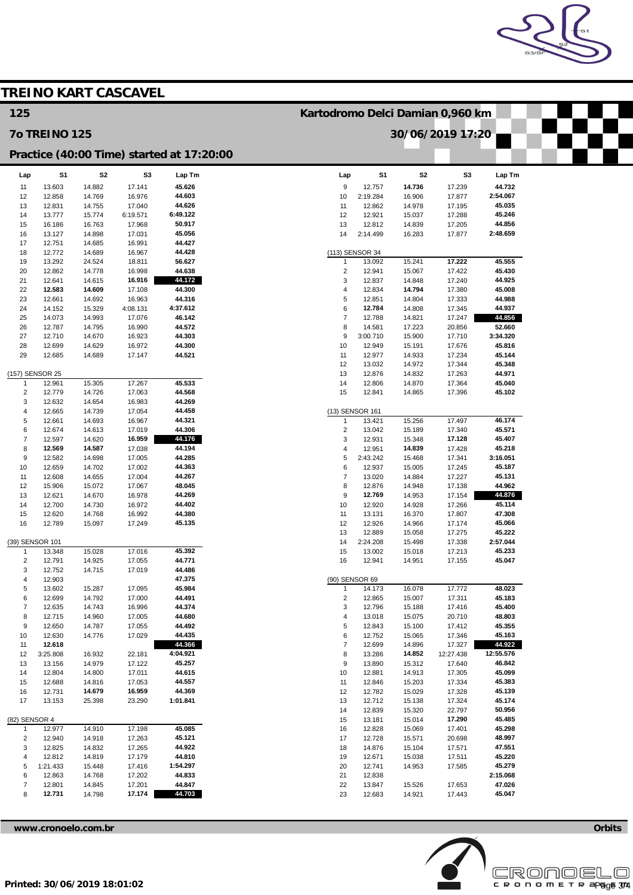# TREINO KART CASCAVEL

## 125

## 7o TREINO 125

Kartodromo Delci Damian 0,960 km

30/06/2019 17:20

### Practice (40:00 Time) started at 17:20:00

| Lap | S1 | S2 | S3 | Lap Tm |
|---|---|---|---|---|
| 11 | 13.603 | 14.882 | 17.141 | 45.626 |
| 12 | 12.858 | 14.769 | 16.976 | 44.603 |
| 13 | 12.831 | 14.755 | 17.040 | 44.626 |
| 14 | 13.777 | 15.774 | 6:19.571 | 6:49.122 |
| 15 | 16.186 | 16.763 | 17.968 | 50.917 |
| 16 | 13.127 | 14.898 | 17.031 | 45.056 |
| 17 | 12.751 | 14.685 | 16.991 | 44.427 |
| 18 | 12.772 | 14.689 | 16.967 | 44.428 |
| 19 | 13.292 | 24.524 | 18.811 | 56.627 |
| 20 | 12.862 | 14.778 | 16.998 | 44.638 |
| 21 | 12.641 | 14.615 | **16.916** | **44.172** |
| 22 | **12.583** | **14.609** | 17.108 | 44.300 |
| 23 | 12.661 | 14.692 | 16.963 | 44.316 |
| 24 | 14.152 | 15.329 | 4:08.131 | 4:37.612 |
| 25 | 14.073 | 14.993 | 17.076 | 46.142 |
| 26 | 12.787 | 14.795 | 16.990 | 44.572 |
| 27 | 12.710 | 14.670 | 16.923 | 44.303 |
| 28 | 12.699 | 14.629 | 16.972 | 44.300 |
| 29 | 12.685 | 14.689 | 17.147 | 44.521 |

(157) SENSOR 25

| Lap | S1 | S2 | S3 | Lap Tm |
|---|---|---|---|---|
| 1 | 12.961 | 15.305 | 17.267 | 45.533 |
| 2 | 12.779 | 14.726 | 17.063 | 44.568 |
| 3 | 12.632 | 14.654 | 16.983 | 44.269 |
| 4 | 12.665 | 14.739 | 17.054 | 44.458 |
| 5 | 12.661 | 14.693 | 16.967 | 44.321 |
| 6 | 12.674 | 14.613 | 17.019 | 44.306 |
| 7 | 12.597 | 14.620 | **16.959** | **44.176** |
| 8 | **12.569** | **14.587** | 17.038 | 44.194 |
| 9 | 12.582 | 14.698 | 17.005 | 44.285 |
| 10 | 12.659 | 14.702 | 17.002 | 44.363 |
| 11 | 12.608 | 14.655 | 17.004 | 44.267 |
| 12 | 15.906 | 15.072 | 17.067 | 48.045 |
| 13 | 12.621 | 14.670 | 16.978 | 44.269 |
| 14 | 12.700 | 14.730 | 16.972 | 44.402 |
| 15 | 12.620 | 14.768 | 16.992 | 44.380 |
| 16 | 12.789 | 15.097 | 17.249 | 45.135 |

(39) SENSOR 101

| Lap | S1 | S2 | S3 | Lap Tm |
|---|---|---|---|---|
| 1 | 13.348 | 15.028 | 17.016 | 45.392 |
| 2 | 12.791 | 14.925 | 17.055 | 44.771 |
| 3 | 12.752 | 14.715 | 17.019 | 44.486 |
| 4 | 12.903 | | | 47.375 |
| 5 | 13.602 | 15.287 | 17.095 | 45.984 |
| 6 | 12.699 | 14.792 | 17.000 | 44.491 |
| 7 | 12.635 | 14.743 | 16.996 | 44.374 |
| 8 | 12.715 | 14.960 | 17.005 | 44.680 |
| 9 | 12.650 | 14.787 | 17.055 | 44.492 |
| 10 | 12.630 | 14.776 | 17.029 | 44.435 |
| 11 | **12.618** | | | **44.366** |
| 12 | 3:25.808 | 16.932 | 22.181 | 4:04.921 |
| 13 | 13.156 | 14.979 | 17.122 | 45.257 |
| 14 | 12.804 | 14.800 | 17.011 | 44.615 |
| 15 | 12.688 | 14.816 | 17.053 | 44.557 |
| 16 | 12.731 | **14.679** | **16.959** | 44.369 |
| 17 | 13.153 | 25.398 | 23.290 | 1:01.841 |

(82) SENSOR 4

| Lap | S1 | S2 | S3 | Lap Tm |
|---|---|---|---|---|
| 1 | 12.977 | 14.910 | 17.198 | 45.085 |
| 2 | 12.940 | 14.918 | 17.263 | 45.121 |
| 3 | 12.825 | 14.832 | 17.265 | 44.922 |
| 4 | 12.812 | 14.819 | 17.179 | 44.810 |
| 5 | 1:21.433 | 15.448 | 17.416 | 1:54.297 |
| 6 | 12.863 | 14.768 | 17.202 | 44.833 |
| 7 | 12.801 | 14.845 | 17.201 | 44.847 |
| 8 | **12.731** | 14.798 | **17.174** | **44.703** |
| 9 | 12.757 | **14.736** | 17.239 | 44.732 |
| 10 | 2:19.284 | 16.906 | 17.877 | 2:54.067 |
| 11 | 12.862 | 14.978 | 17.195 | 45.035 |
| 12 | 12.921 | 15.037 | 17.288 | 45.246 |
| 13 | 12.812 | 14.839 | 17.205 | 44.856 |
| 14 | 2:14.499 | 16.283 | 17.877 | 2:48.659 |

(113) SENSOR 34

| Lap | S1 | S2 | S3 | Lap Tm |
|---|---|---|---|---|
| 1 | 13.092 | 15.241 | **17.222** | 45.555 |
| 2 | 12.941 | 15.067 | 17.422 | 45.430 |
| 3 | 12.837 | 14.848 | 17.240 | 44.925 |
| 4 | 12.834 | **14.794** | 17.380 | 45.008 |
| 5 | 12.851 | 14.804 | 17.333 | 44.988 |
| 6 | **12.784** | 14.808 | 17.345 | 44.937 |
| 7 | 12.788 | 14.821 | 17.247 | **44.856** |
| 8 | 14.581 | 17.223 | 20.856 | 52.660 |
| 9 | 3:00.710 | 15.900 | 17.710 | 3:34.320 |
| 10 | 12.949 | 15.191 | 17.676 | 45.816 |
| 11 | 12.977 | 14.933 | 17.234 | 45.144 |
| 12 | 13.032 | 14.972 | 17.344 | 45.348 |
| 13 | 12.876 | 14.832 | 17.263 | 44.971 |
| 14 | 12.806 | 14.870 | 17.364 | 45.040 |
| 15 | 12.841 | 14.865 | 17.396 | 45.102 |

(13) SENSOR 161

| Lap | S1 | S2 | S3 | Lap Tm |
|---|---|---|---|---|
| 1 | 13.421 | 15.256 | 17.497 | 46.174 |
| 2 | 13.042 | 15.189 | 17.340 | 45.571 |
| 3 | 12.931 | 15.348 | **17.128** | 45.407 |
| 4 | 12.951 | **14.839** | 17.428 | 45.218 |
| 5 | 2:43.242 | 15.468 | 17.341 | 3:16.051 |
| 6 | 12.937 | 15.005 | 17.245 | 45.187 |
| 7 | 13.020 | 14.884 | 17.227 | 45.131 |
| 8 | 12.876 | 14.948 | 17.138 | 44.962 |
| 9 | **12.769** | 14.953 | 17.154 | **44.876** |
| 10 | 12.920 | 14.928 | 17.266 | 45.114 |
| 11 | 13.131 | 16.370 | 17.807 | 47.308 |
| 12 | 12.926 | 14.966 | 17.174 | 45.066 |
| 13 | 12.889 | 15.058 | 17.275 | 45.222 |
| 14 | 2:24.208 | 15.498 | 17.338 | 2:57.044 |
| 15 | 13.002 | 15.018 | 17.213 | 45.233 |
| 16 | 12.941 | 14.951 | 17.155 | 45.047 |

(90) SENSOR 69

| Lap | S1 | S2 | S3 | Lap Tm |
|---|---|---|---|---|
| 1 | 14.173 | 16.078 | 17.772 | 48.023 |
| 2 | 12.865 | 15.007 | 17.311 | 45.183 |
| 3 | 12.796 | 15.188 | 17.416 | 45.400 |
| 4 | 13.018 | 15.075 | 20.710 | 48.803 |
| 5 | 12.843 | 15.100 | 17.412 | 45.355 |
| 6 | 12.752 | 15.065 | 17.346 | 45.163 |
| 7 | 12.699 | 14.896 | 17.327 | **44.922** |
| 8 | 13.286 | **14.852** | 12:27.438 | 12:55.576 |
| 9 | 13.890 | 15.312 | 17.640 | 46.842 |
| 10 | 12.881 | 14.913 | 17.305 | 45.099 |
| 11 | 12.846 | 15.203 | 17.334 | 45.383 |
| 12 | 12.782 | 15.029 | 17.328 | 45.139 |
| 13 | 12.712 | 15.138 | 17.324 | 45.174 |
| 14 | 12.839 | 15.320 | 22.797 | 50.956 |
| 15 | 13.181 | 15.014 | **17.290** | 45.485 |
| 16 | 12.828 | 15.069 | 17.401 | 45.298 |
| 17 | 12.728 | 15.571 | 20.698 | 48.997 |
| 18 | 14.876 | 15.104 | 17.571 | 47.551 |
| 19 | 12.671 | 15.038 | 17.511 | 45.220 |
| 20 | 12.741 | 14.953 | 17.585 | 45.279 |
| 21 | 12.838 | | | 2:15.068 |
| 22 | 13.847 | 15.526 | 17.653 | 47.026 |
| 23 | 12.683 | 14.921 | 17.443 | 45.047 |

www.cronoelo.com.br

Orbits

Printed: 30/06/2019 18:01:02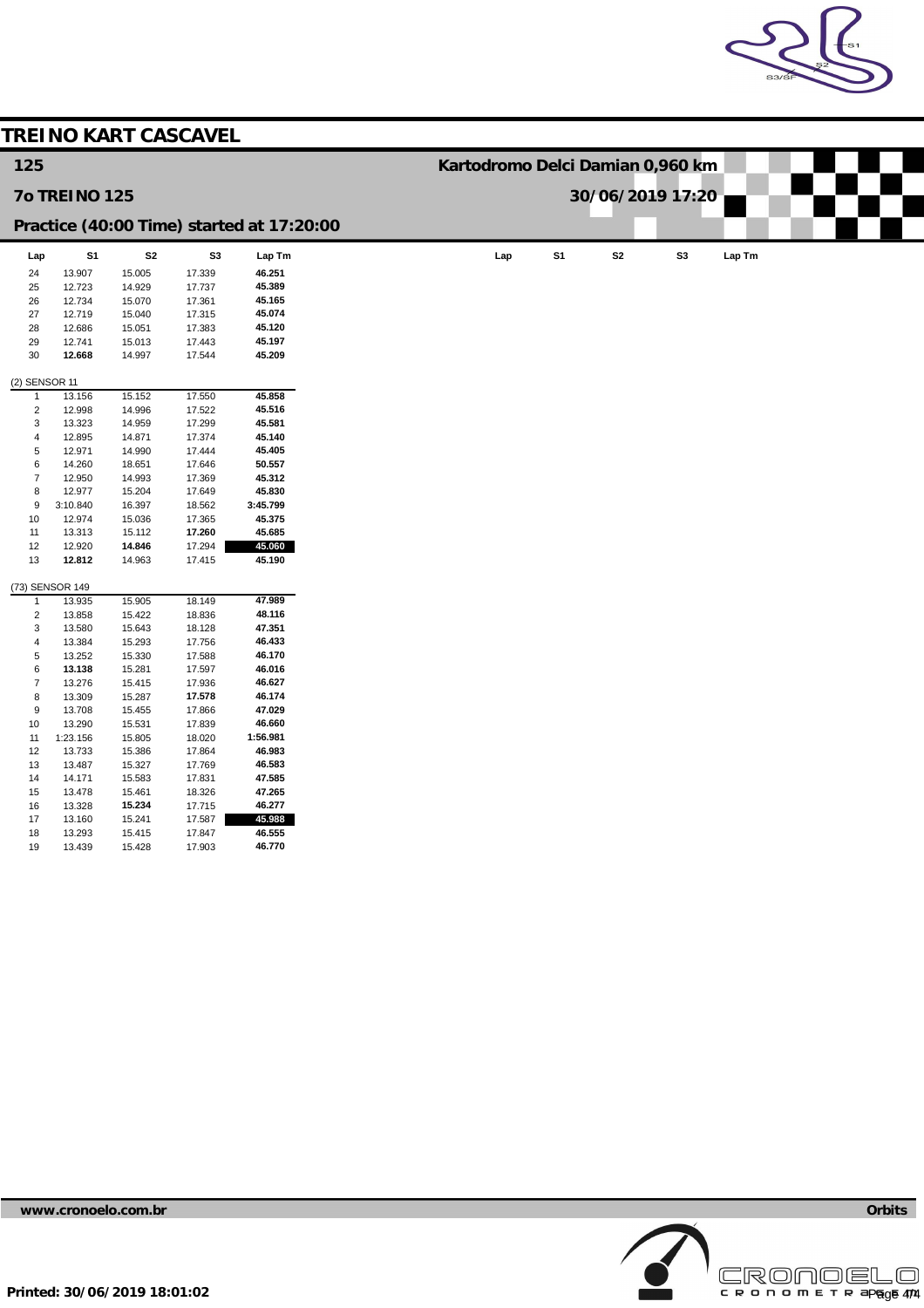# TREINO KART CASCAVEL

## 125

**Kartodromo Delci Damian 0,960 km**

## 7o TREINO 125

**30/06/2019 17:20**

### Practice (40:00 Time) started at 17:20:00

| Lap | S1 | S2 | S3 | Lap Tm |
|---|---|---|---|---|
| 24 | 13.907 | 15.005 | 17.339 | **46.251** |
| 25 | 12.723 | 14.929 | 17.737 | **45.389** |
| 26 | 12.734 | 15.070 | 17.361 | **45.165** |
| 27 | 12.719 | 15.040 | 17.315 | **45.074** |
| 28 | 12.686 | 15.051 | 17.383 | **45.120** |
| 29 | 12.741 | 15.013 | 17.443 | **45.197** |
| 30 | **12.668** | 14.997 | 17.544 | **45.209** |

(2) SENSOR 11

| Lap | S1 | S2 | S3 | Lap Tm |
|---|---|---|---|---|
| 1 | 13.156 | 15.152 | 17.550 | **45.858** |
| 2 | 12.998 | 14.996 | 17.522 | **45.516** |
| 3 | 13.323 | 14.959 | 17.299 | **45.581** |
| 4 | 12.895 | 14.871 | 17.374 | **45.140** |
| 5 | 12.971 | 14.990 | 17.444 | **45.405** |
| 6 | 14.260 | 18.651 | 17.646 | **50.557** |
| 7 | 12.950 | 14.993 | 17.369 | **45.312** |
| 8 | 12.977 | 15.204 | 17.649 | **45.830** |
| 9 | 3:10.840 | 16.397 | 18.562 | **3:45.799** |
| 10 | 12.974 | 15.036 | 17.365 | **45.375** |
| 11 | 13.313 | 15.112 | **17.260** | **45.685** |
| 12 | 12.920 | **14.846** | 17.294 | **45.060** |
| 13 | **12.812** | 14.963 | 17.415 | **45.190** |

(73) SENSOR 149

| Lap | S1 | S2 | S3 | Lap Tm |
|---|---|---|---|---|
| 1 | 13.935 | 15.905 | 18.149 | **47.989** |
| 2 | 13.858 | 15.422 | 18.836 | **48.116** |
| 3 | 13.580 | 15.643 | 18.128 | **47.351** |
| 4 | 13.384 | 15.293 | 17.756 | **46.433** |
| 5 | 13.252 | 15.330 | 17.588 | **46.170** |
| 6 | **13.138** | 15.281 | 17.597 | **46.016** |
| 7 | 13.276 | 15.415 | 17.936 | **46.627** |
| 8 | 13.309 | 15.287 | **17.578** | **46.174** |
| 9 | 13.708 | 15.455 | 17.866 | **47.029** |
| 10 | 13.290 | 15.531 | 17.839 | **46.660** |
| 11 | 1:23.156 | 15.805 | 18.020 | **1:56.981** |
| 12 | 13.733 | 15.386 | 17.864 | **46.983** |
| 13 | 13.487 | 15.327 | 17.769 | **46.583** |
| 14 | 14.171 | 15.583 | 17.831 | **47.585** |
| 15 | 13.478 | 15.461 | 18.326 | **47.265** |
| 16 | 13.328 | **15.234** | 17.715 | **46.277** |
| 17 | 13.160 | 15.241 | 17.587 | **45.988** |
| 18 | 13.293 | 15.415 | 17.847 | **46.555** |
| 19 | 13.439 | 15.428 | 17.903 | **46.770** |

**www.cronoelo.com.br** **Orbits**

**Printed: 30/06/2019 18:01:02**